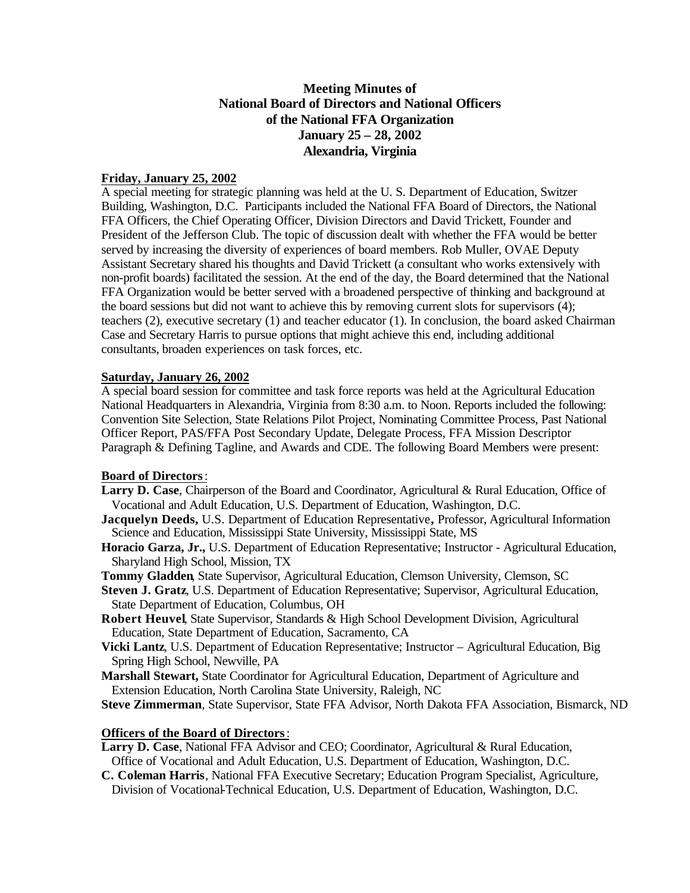# Meeting Minutes of National Board of Directors and National Officers of the National FFA Organization January 25 – 28, 2002 Alexandria, Virginia

**Friday, January 25, 2002**

A special meeting for strategic planning was held at the U. S. Department of Education, Switzer Building, Washington, D.C. Participants included the National FFA Board of Directors, the National FFA Officers, the Chief Operating Officer, Division Directors and David Trickett, Founder and President of the Jefferson Club. The topic of discussion dealt with whether the FFA would be better served by increasing the diversity of experiences of board members. Rob Muller, OVAE Deputy Assistant Secretary shared his thoughts and David Trickett (a consultant who works extensively with non-profit boards) facilitated the session. At the end of the day, the Board determined that the National FFA Organization would be better served with a broadened perspective of thinking and background at the board sessions but did not want to achieve this by removing current slots for supervisors (4); teachers (2), executive secretary (1) and teacher educator (1). In conclusion, the board asked Chairman Case and Secretary Harris to pursue options that might achieve this end, including additional consultants, broaden experiences on task forces, etc.

**Saturday, January 26, 2002**

A special board session for committee and task force reports was held at the Agricultural Education National Headquarters in Alexandria, Virginia from 8:30 a.m. to Noon. Reports included the following: Convention Site Selection, State Relations Pilot Project, Nominating Committee Process, Past National Officer Report, PAS/FFA Post Secondary Update, Delegate Process, FFA Mission Descriptor Paragraph & Defining Tagline, and Awards and CDE. The following Board Members were present:

**Board of Directors**:

**Larry D. Case**, Chairperson of the Board and Coordinator, Agricultural & Rural Education, Office of Vocational and Adult Education, U.S. Department of Education, Washington, D.C.

**Jacquelyn Deeds,** U.S. Department of Education Representative**,** Professor, Agricultural Information Science and Education, Mississippi State University, Mississippi State, MS

**Horacio Garza, Jr.,** U.S. Department of Education Representative; Instructor - Agricultural Education, Sharyland High School, Mission, TX

**Tommy Gladden**, State Supervisor, Agricultural Education, Clemson University, Clemson, SC

**Steven J. Gratz**, U.S. Department of Education Representative; Supervisor, Agricultural Education, State Department of Education, Columbus, OH

**Robert Heuvel**, State Supervisor, Standards & High School Development Division, Agricultural Education, State Department of Education, Sacramento, CA

**Vicki Lantz**, U.S. Department of Education Representative; Instructor – Agricultural Education, Big Spring High School, Newville, PA

**Marshall Stewart,** State Coordinator for Agricultural Education, Department of Agriculture and Extension Education, North Carolina State University, Raleigh, NC

**Steve Zimmerman**, State Supervisor, State FFA Advisor, North Dakota FFA Association, Bismarck, ND

**Officers of the Board of Directors**:

**Larry D. Case**, National FFA Advisor and CEO; Coordinator, Agricultural & Rural Education, Office of Vocational and Adult Education, U.S. Department of Education, Washington, D.C.

**C. Coleman Harris**, National FFA Executive Secretary; Education Program Specialist, Agriculture, Division of Vocational-Technical Education, U.S. Department of Education, Washington, D.C.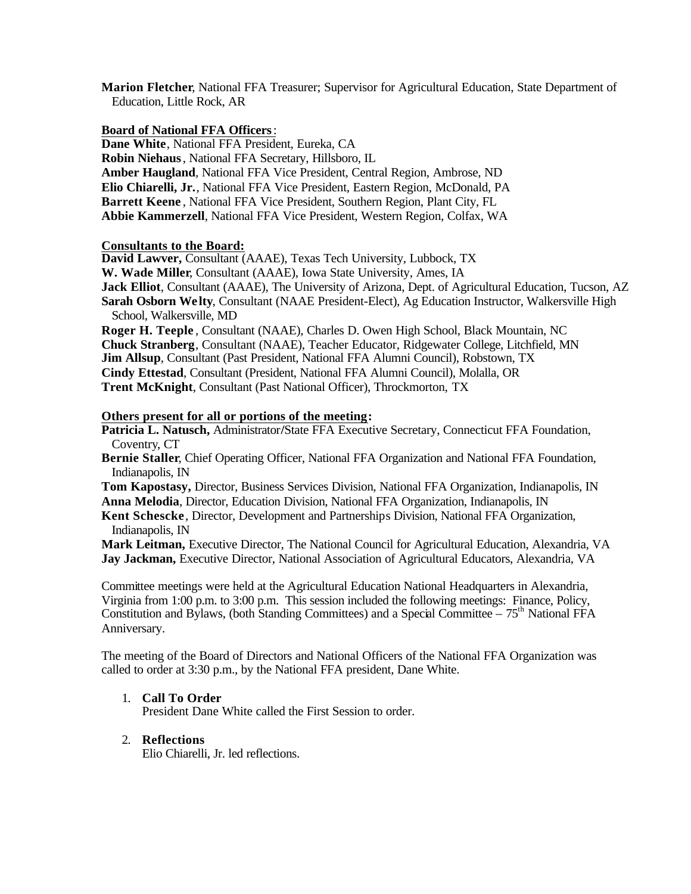**Marion Fletcher**, National FFA Treasurer; Supervisor for Agricultural Education, State Department of Education, Little Rock, AR

**Board of National FFA Officers**:

**Dane White**, National FFA President, Eureka, CA
**Robin Niehaus**, National FFA Secretary, Hillsboro, IL
**Amber Haugland**, National FFA Vice President, Central Region, Ambrose, ND
**Elio Chiarelli, Jr.**, National FFA Vice President, Eastern Region, McDonald, PA
**Barrett Keene**, National FFA Vice President, Southern Region, Plant City, FL
**Abbie Kammerzell**, National FFA Vice President, Western Region, Colfax, WA

**Consultants to the Board:**

**David Lawver,** Consultant (AAAE), Texas Tech University, Lubbock, TX
**W. Wade Miller**, Consultant (AAAE), Iowa State University, Ames, IA
**Jack Elliot**, Consultant (AAAE), The University of Arizona, Dept. of Agricultural Education, Tucson, AZ
**Sarah Osborn Welty**, Consultant (NAAE President-Elect), Ag Education Instructor, Walkersville High School, Walkersville, MD
**Roger H. Teeple**, Consultant (NAAE), Charles D. Owen High School, Black Mountain, NC
**Chuck Stranberg**, Consultant (NAAE), Teacher Educator, Ridgewater College, Litchfield, MN
**Jim Allsup**, Consultant (Past President, National FFA Alumni Council), Robstown, TX
**Cindy Ettestad**, Consultant (President, National FFA Alumni Council), Molalla, OR
**Trent McKnight**, Consultant (Past National Officer), Throckmorton, TX

**Others present for all or portions of the meeting:**

**Patricia L. Natusch,** Administrator/State FFA Executive Secretary, Connecticut FFA Foundation, Coventry, CT
**Bernie Staller**, Chief Operating Officer, National FFA Organization and National FFA Foundation, Indianapolis, IN
**Tom Kapostasy,** Director, Business Services Division, National FFA Organization, Indianapolis, IN
**Anna Melodia**, Director, Education Division, National FFA Organization, Indianapolis, IN
**Kent Schescke**, Director, Development and Partnerships Division, National FFA Organization, Indianapolis, IN
**Mark Leitman,** Executive Director, The National Council for Agricultural Education, Alexandria, VA
**Jay Jackman,** Executive Director, National Association of Agricultural Educators, Alexandria, VA

Committee meetings were held at the Agricultural Education National Headquarters in Alexandria, Virginia from 1:00 p.m. to 3:00 p.m. This session included the following meetings: Finance, Policy, Constitution and Bylaws, (both Standing Committees) and a Special Committee – 75th National FFA Anniversary.

The meeting of the Board of Directors and National Officers of the National FFA Organization was called to order at 3:30 p.m., by the National FFA president, Dane White.

1. **Call To Order**
   President Dane White called the First Session to order.

2. **Reflections**
   Elio Chiarelli, Jr. led reflections.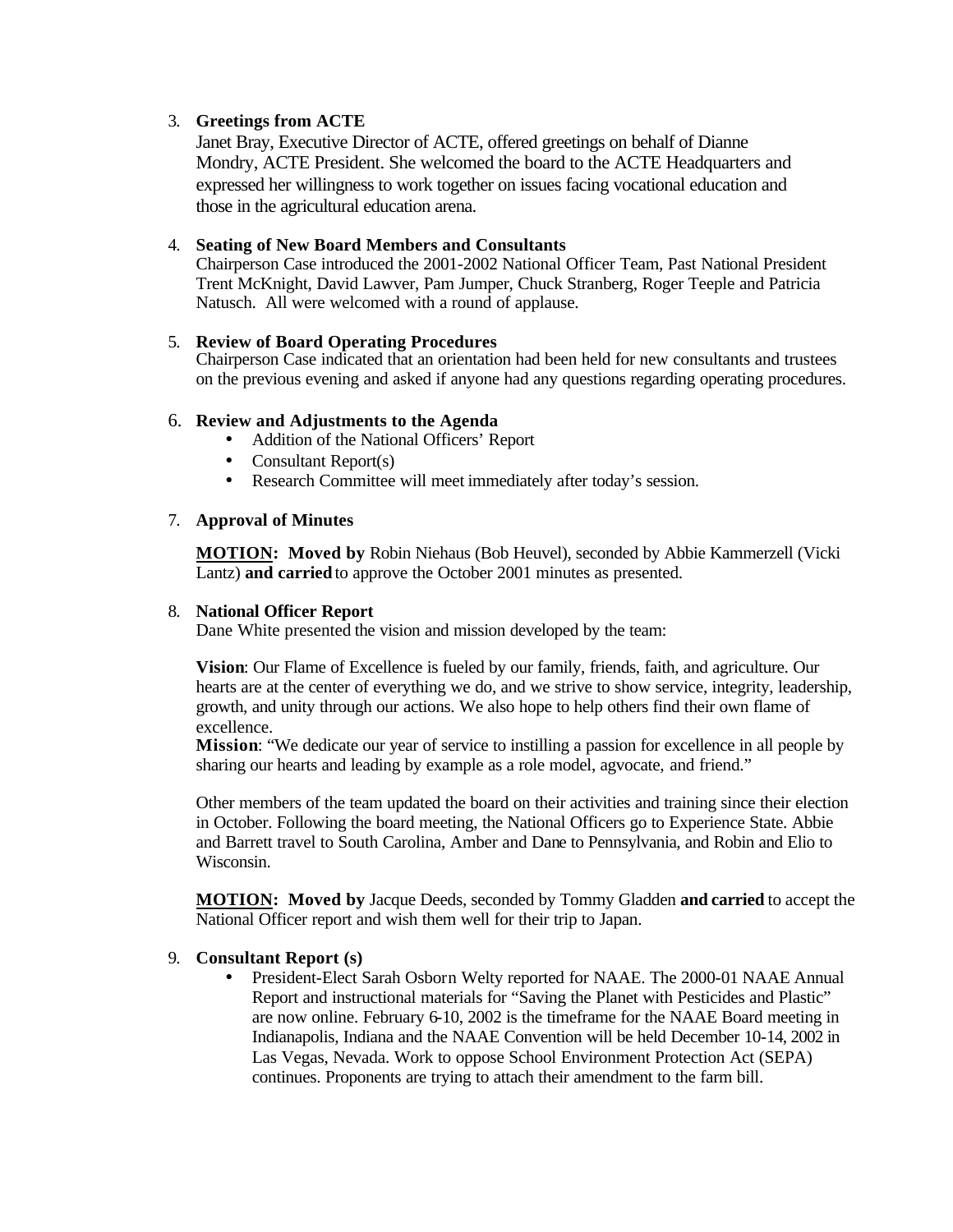3. **Greetings from ACTE**
   Janet Bray, Executive Director of ACTE, offered greetings on behalf of Dianne Mondry, ACTE President. She welcomed the board to the ACTE Headquarters and expressed her willingness to work together on issues facing vocational education and those in the agricultural education arena.

4. **Seating of New Board Members and Consultants**
   Chairperson Case introduced the 2001-2002 National Officer Team, Past National President Trent McKnight, David Lawver, Pam Jumper, Chuck Stranberg, Roger Teeple and Patricia Natusch. All were welcomed with a round of applause.

5. **Review of Board Operating Procedures**
   Chairperson Case indicated that an orientation had been held for new consultants and trustees on the previous evening and asked if anyone had any questions regarding operating procedures.

6. **Review and Adjustments to the Agenda**
   - Addition of the National Officers' Report
   - Consultant Report(s)
   - Research Committee will meet immediately after today's session.

7. **Approval of Minutes**

   **MOTION: Moved by** Robin Niehaus (Bob Heuvel), seconded by Abbie Kammerzell (Vicki Lantz) **and carried** to approve the October 2001 minutes as presented.

8. **National Officer Report**
   Dane White presented the vision and mission developed by the team:

   **Vision**: Our Flame of Excellence is fueled by our family, friends, faith, and agriculture. Our hearts are at the center of everything we do, and we strive to show service, integrity, leadership, growth, and unity through our actions. We also hope to help others find their own flame of excellence.
   **Mission**: "We dedicate our year of service to instilling a passion for excellence in all people by sharing our hearts and leading by example as a role model, agvocate, and friend."

   Other members of the team updated the board on their activities and training since their election in October. Following the board meeting, the National Officers go to Experience State. Abbie and Barrett travel to South Carolina, Amber and Dane to Pennsylvania, and Robin and Elio to Wisconsin.

   **MOTION: Moved by** Jacque Deeds, seconded by Tommy Gladden **and carried** to accept the National Officer report and wish them well for their trip to Japan.

9. **Consultant Report (s)**
   - President-Elect Sarah Osborn Welty reported for NAAE. The 2000-01 NAAE Annual Report and instructional materials for "Saving the Planet with Pesticides and Plastic" are now online. February 6-10, 2002 is the timeframe for the NAAE Board meeting in Indianapolis, Indiana and the NAAE Convention will be held December 10-14, 2002 in Las Vegas, Nevada. Work to oppose School Environment Protection Act (SEPA) continues. Proponents are trying to attach their amendment to the farm bill.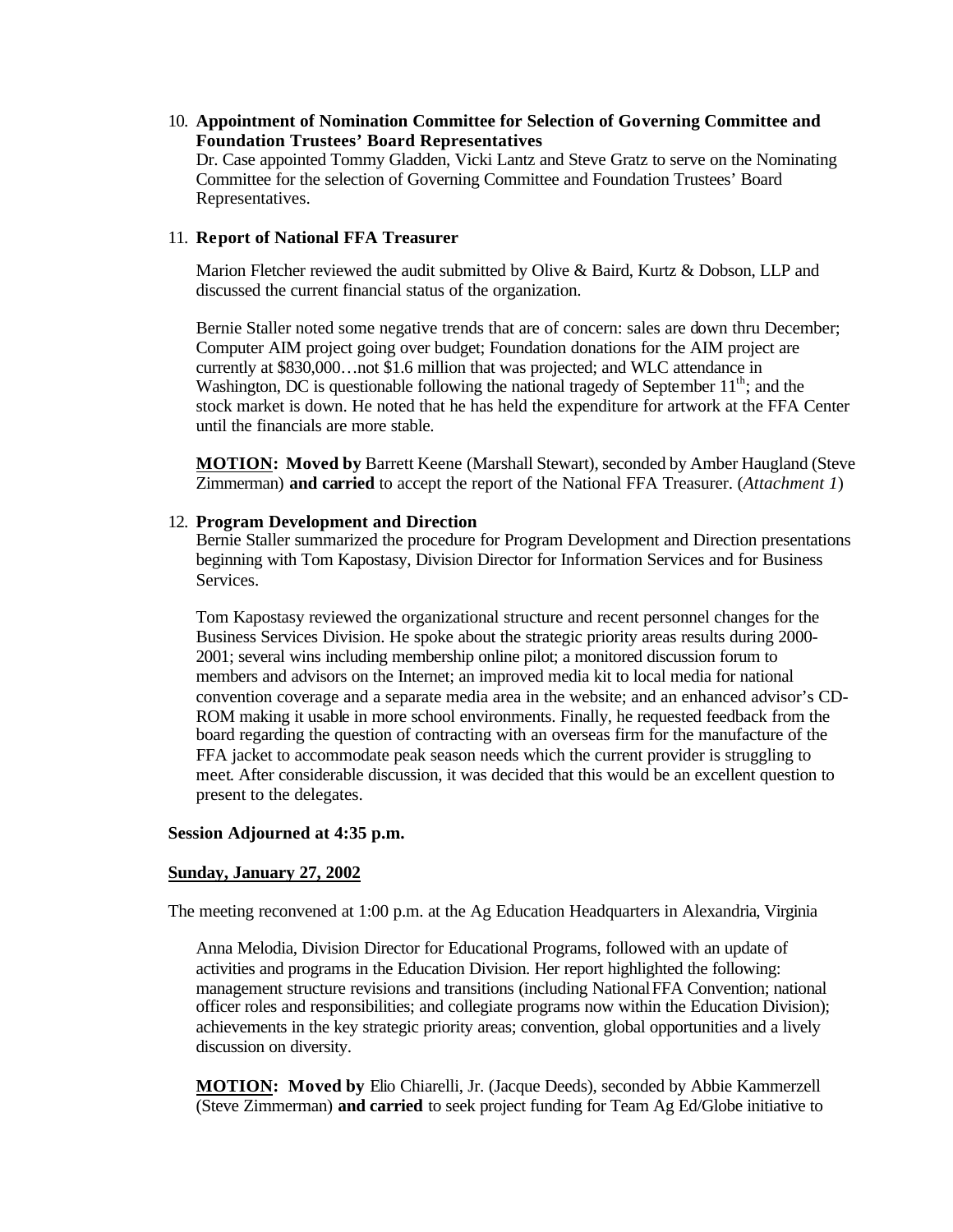10. **Appointment of Nomination Committee for Selection of Governing Committee and Foundation Trustees' Board Representatives**
    Dr. Case appointed Tommy Gladden, Vicki Lantz and Steve Gratz to serve on the Nominating Committee for the selection of Governing Committee and Foundation Trustees' Board Representatives.

11. **Report of National FFA Treasurer**

    Marion Fletcher reviewed the audit submitted by Olive & Baird, Kurtz & Dobson, LLP and discussed the current financial status of the organization.

    Bernie Staller noted some negative trends that are of concern: sales are down thru December; Computer AIM project going over budget; Foundation donations for the AIM project are currently at $830,000…not $1.6 million that was projected; and WLC attendance in Washington, DC is questionable following the national tragedy of September 11th; and the stock market is down. He noted that he has held the expenditure for artwork at the FFA Center until the financials are more stable.

    **MOTION: Moved by** Barrett Keene (Marshall Stewart), seconded by Amber Haugland (Steve Zimmerman) **and carried** to accept the report of the National FFA Treasurer. (*Attachment 1*)

12. **Program Development and Direction**
    Bernie Staller summarized the procedure for Program Development and Direction presentations beginning with Tom Kapostasy, Division Director for Information Services and for Business Services.

    Tom Kapostasy reviewed the organizational structure and recent personnel changes for the Business Services Division. He spoke about the strategic priority areas results during 2000-2001; several wins including membership online pilot; a monitored discussion forum to members and advisors on the Internet; an improved media kit to local media for national convention coverage and a separate media area in the website; and an enhanced advisor's CD-ROM making it usable in more school environments. Finally, he requested feedback from the board regarding the question of contracting with an overseas firm for the manufacture of the FFA jacket to accommodate peak season needs which the current provider is struggling to meet. After considerable discussion, it was decided that this would be an excellent question to present to the delegates.

**Session Adjourned at 4:35 p.m.**

**Sunday, January 27, 2002**

The meeting reconvened at 1:00 p.m. at the Ag Education Headquarters in Alexandria, Virginia

Anna Melodia, Division Director for Educational Programs, followed with an update of activities and programs in the Education Division. Her report highlighted the following: management structure revisions and transitions (including National FFA Convention; national officer roles and responsibilities; and collegiate programs now within the Education Division); achievements in the key strategic priority areas; convention, global opportunities and a lively discussion on diversity.

**MOTION: Moved by** Elio Chiarelli, Jr. (Jacque Deeds), seconded by Abbie Kammerzell (Steve Zimmerman) **and carried** to seek project funding for Team Ag Ed/Globe initiative to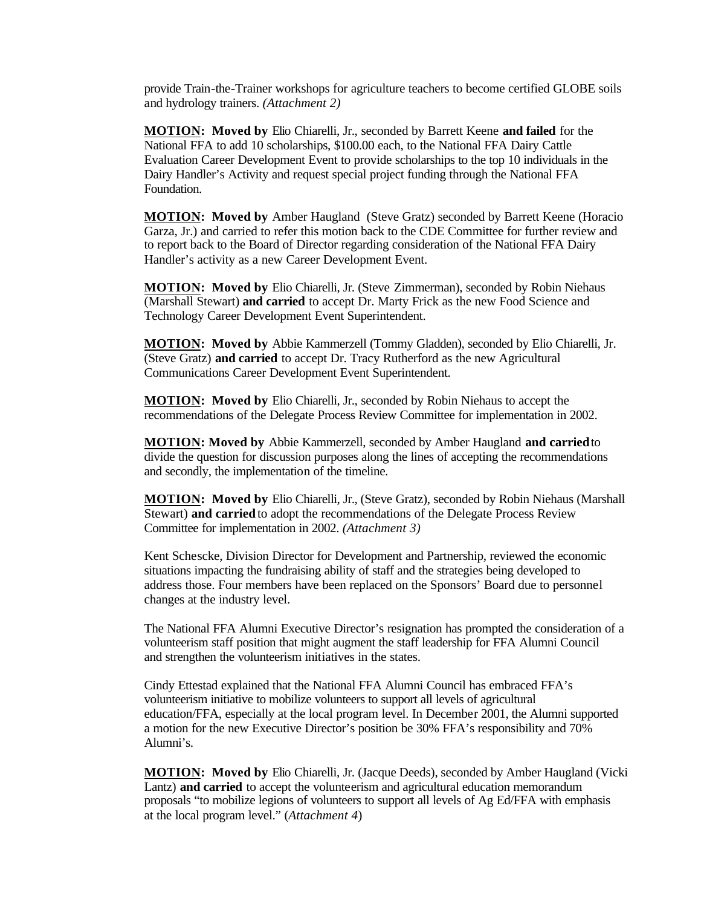provide Train-the-Trainer workshops for agriculture teachers to become certified GLOBE soils and hydrology trainers. *(Attachment 2)*

**MOTION: Moved by** Elio Chiarelli, Jr., seconded by Barrett Keene **and failed** for the National FFA to add 10 scholarships, $100.00 each, to the National FFA Dairy Cattle Evaluation Career Development Event to provide scholarships to the top 10 individuals in the Dairy Handler's Activity and request special project funding through the National FFA Foundation.

**MOTION: Moved by** Amber Haugland (Steve Gratz) seconded by Barrett Keene (Horacio Garza, Jr.) and carried to refer this motion back to the CDE Committee for further review and to report back to the Board of Director regarding consideration of the National FFA Dairy Handler's activity as a new Career Development Event.

**MOTION: Moved by** Elio Chiarelli, Jr. (Steve Zimmerman), seconded by Robin Niehaus (Marshall Stewart) **and carried** to accept Dr. Marty Frick as the new Food Science and Technology Career Development Event Superintendent.

**MOTION: Moved by** Abbie Kammerzell (Tommy Gladden), seconded by Elio Chiarelli, Jr. (Steve Gratz) **and carried** to accept Dr. Tracy Rutherford as the new Agricultural Communications Career Development Event Superintendent.

**MOTION: Moved by** Elio Chiarelli, Jr., seconded by Robin Niehaus to accept the recommendations of the Delegate Process Review Committee for implementation in 2002.

**MOTION: Moved by** Abbie Kammerzell, seconded by Amber Haugland **and carried** to divide the question for discussion purposes along the lines of accepting the recommendations and secondly, the implementation of the timeline.

**MOTION: Moved by** Elio Chiarelli, Jr., (Steve Gratz), seconded by Robin Niehaus (Marshall Stewart) **and carried** to adopt the recommendations of the Delegate Process Review Committee for implementation in 2002. *(Attachment 3)*

Kent Schescke, Division Director for Development and Partnership, reviewed the economic situations impacting the fundraising ability of staff and the strategies being developed to address those. Four members have been replaced on the Sponsors' Board due to personnel changes at the industry level.

The National FFA Alumni Executive Director's resignation has prompted the consideration of a volunteerism staff position that might augment the staff leadership for FFA Alumni Council and strengthen the volunteerism initiatives in the states.

Cindy Ettestad explained that the National FFA Alumni Council has embraced FFA's volunteerism initiative to mobilize volunteers to support all levels of agricultural education/FFA, especially at the local program level. In December 2001, the Alumni supported a motion for the new Executive Director's position be 30% FFA's responsibility and 70% Alumni's.

**MOTION: Moved by** Elio Chiarelli, Jr. (Jacque Deeds), seconded by Amber Haugland (Vicki Lantz) **and carried** to accept the volunteerism and agricultural education memorandum proposals "to mobilize legions of volunteers to support all levels of Ag Ed/FFA with emphasis at the local program level." (*Attachment 4*)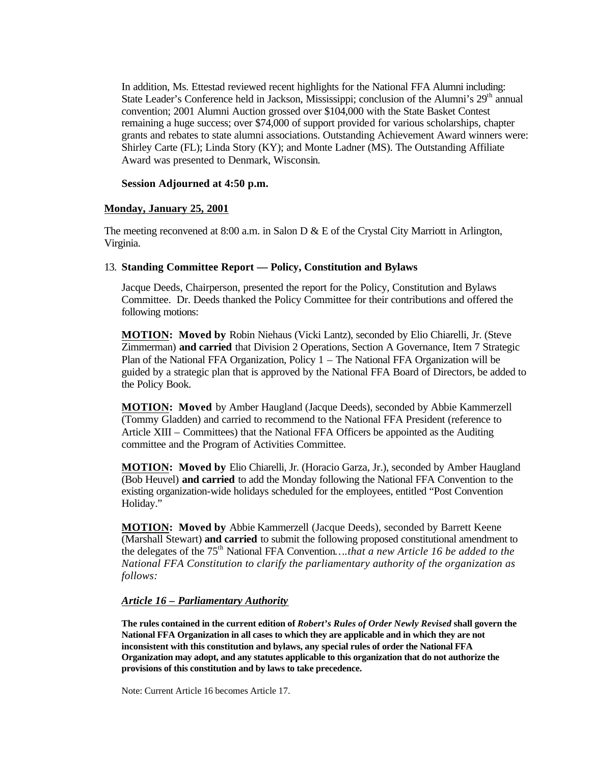In addition, Ms. Ettestad reviewed recent highlights for the National FFA Alumni including: State Leader's Conference held in Jackson, Mississippi; conclusion of the Alumni's 29th annual convention; 2001 Alumni Auction grossed over $104,000 with the State Basket Contest remaining a huge success; over $74,000 of support provided for various scholarships, chapter grants and rebates to state alumni associations. Outstanding Achievement Award winners were: Shirley Carte (FL); Linda Story (KY); and Monte Ladner (MS). The Outstanding Affiliate Award was presented to Denmark, Wisconsin.

**Session Adjourned at 4:50 p.m.**

**Monday, January 25, 2001**

The meeting reconvened at 8:00 a.m. in Salon D & E of the Crystal City Marriott in Arlington, Virginia.

13. **Standing Committee Report — Policy, Constitution and Bylaws**

Jacque Deeds, Chairperson, presented the report for the Policy, Constitution and Bylaws Committee. Dr. Deeds thanked the Policy Committee for their contributions and offered the following motions:

**MOTION: Moved by** Robin Niehaus (Vicki Lantz), seconded by Elio Chiarelli, Jr. (Steve Zimmerman) **and carried** that Division 2 Operations, Section A Governance, Item 7 Strategic Plan of the National FFA Organization, Policy 1 – The National FFA Organization will be guided by a strategic plan that is approved by the National FFA Board of Directors, be added to the Policy Book.

**MOTION: Moved** by Amber Haugland (Jacque Deeds), seconded by Abbie Kammerzell (Tommy Gladden) and carried to recommend to the National FFA President (reference to Article XIII – Committees) that the National FFA Officers be appointed as the Auditing committee and the Program of Activities Committee.

**MOTION: Moved by** Elio Chiarelli, Jr. (Horacio Garza, Jr.), seconded by Amber Haugland (Bob Heuvel) **and carried** to add the Monday following the National FFA Convention to the existing organization-wide holidays scheduled for the employees, entitled "Post Convention Holiday."

**MOTION: Moved by** Abbie Kammerzell (Jacque Deeds), seconded by Barrett Keene (Marshall Stewart) **and carried** to submit the following proposed constitutional amendment to the delegates of the 75th National FFA Convention*….that a new Article 16 be added to the National FFA Constitution to clarify the parliamentary authority of the organization as follows:*

***Article 16 – Parliamentary Authority***

**The rules contained in the current edition of *Robert's Rules of Order Newly Revised* shall govern the National FFA Organization in all cases to which they are applicable and in which they are not inconsistent with this constitution and bylaws, any special rules of order the National FFA Organization may adopt, and any statutes applicable to this organization that do not authorize the provisions of this constitution and by laws to take precedence.**

Note: Current Article 16 becomes Article 17.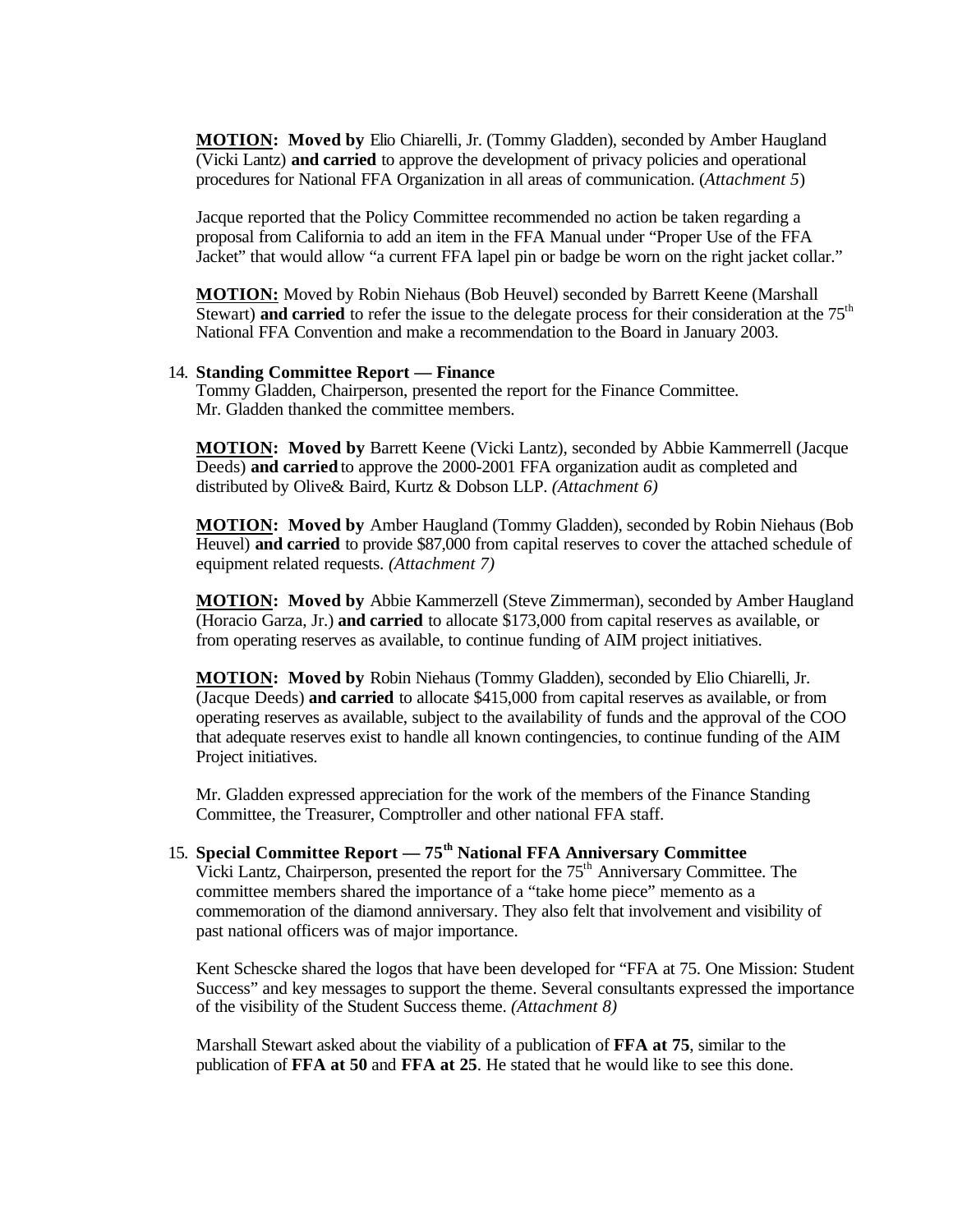**MOTION: Moved by** Elio Chiarelli, Jr. (Tommy Gladden), seconded by Amber Haugland (Vicki Lantz) **and carried** to approve the development of privacy policies and operational procedures for National FFA Organization in all areas of communication. (*Attachment 5*)

Jacque reported that the Policy Committee recommended no action be taken regarding a proposal from California to add an item in the FFA Manual under "Proper Use of the FFA Jacket" that would allow "a current FFA lapel pin or badge be worn on the right jacket collar."

**MOTION:** Moved by Robin Niehaus (Bob Heuvel) seconded by Barrett Keene (Marshall Stewart) **and carried** to refer the issue to the delegate process for their consideration at the 75th National FFA Convention and make a recommendation to the Board in January 2003.

14. **Standing Committee Report — Finance**
Tommy Gladden, Chairperson, presented the report for the Finance Committee. Mr. Gladden thanked the committee members.

**MOTION: Moved by** Barrett Keene (Vicki Lantz), seconded by Abbie Kammerrell (Jacque Deeds) **and carried** to approve the 2000-2001 FFA organization audit as completed and distributed by Olive& Baird, Kurtz & Dobson LLP. *(Attachment 6)*

**MOTION: Moved by** Amber Haugland (Tommy Gladden), seconded by Robin Niehaus (Bob Heuvel) **and carried** to provide $87,000 from capital reserves to cover the attached schedule of equipment related requests. *(Attachment 7)*

**MOTION: Moved by** Abbie Kammerzell (Steve Zimmerman), seconded by Amber Haugland (Horacio Garza, Jr.) **and carried** to allocate $173,000 from capital reserves as available, or from operating reserves as available, to continue funding of AIM project initiatives.

**MOTION: Moved by** Robin Niehaus (Tommy Gladden), seconded by Elio Chiarelli, Jr. (Jacque Deeds) **and carried** to allocate $415,000 from capital reserves as available, or from operating reserves as available, subject to the availability of funds and the approval of the COO that adequate reserves exist to handle all known contingencies, to continue funding of the AIM Project initiatives.

Mr. Gladden expressed appreciation for the work of the members of the Finance Standing Committee, the Treasurer, Comptroller and other national FFA staff.

15. **Special Committee Report — 75th National FFA Anniversary Committee**
Vicki Lantz, Chairperson, presented the report for the 75th Anniversary Committee. The committee members shared the importance of a "take home piece" memento as a commemoration of the diamond anniversary. They also felt that involvement and visibility of past national officers was of major importance.

Kent Schescke shared the logos that have been developed for "FFA at 75. One Mission: Student Success" and key messages to support the theme. Several consultants expressed the importance of the visibility of the Student Success theme. *(Attachment 8)*

Marshall Stewart asked about the viability of a publication of **FFA at 75**, similar to the publication of **FFA at 50** and **FFA at 25**. He stated that he would like to see this done.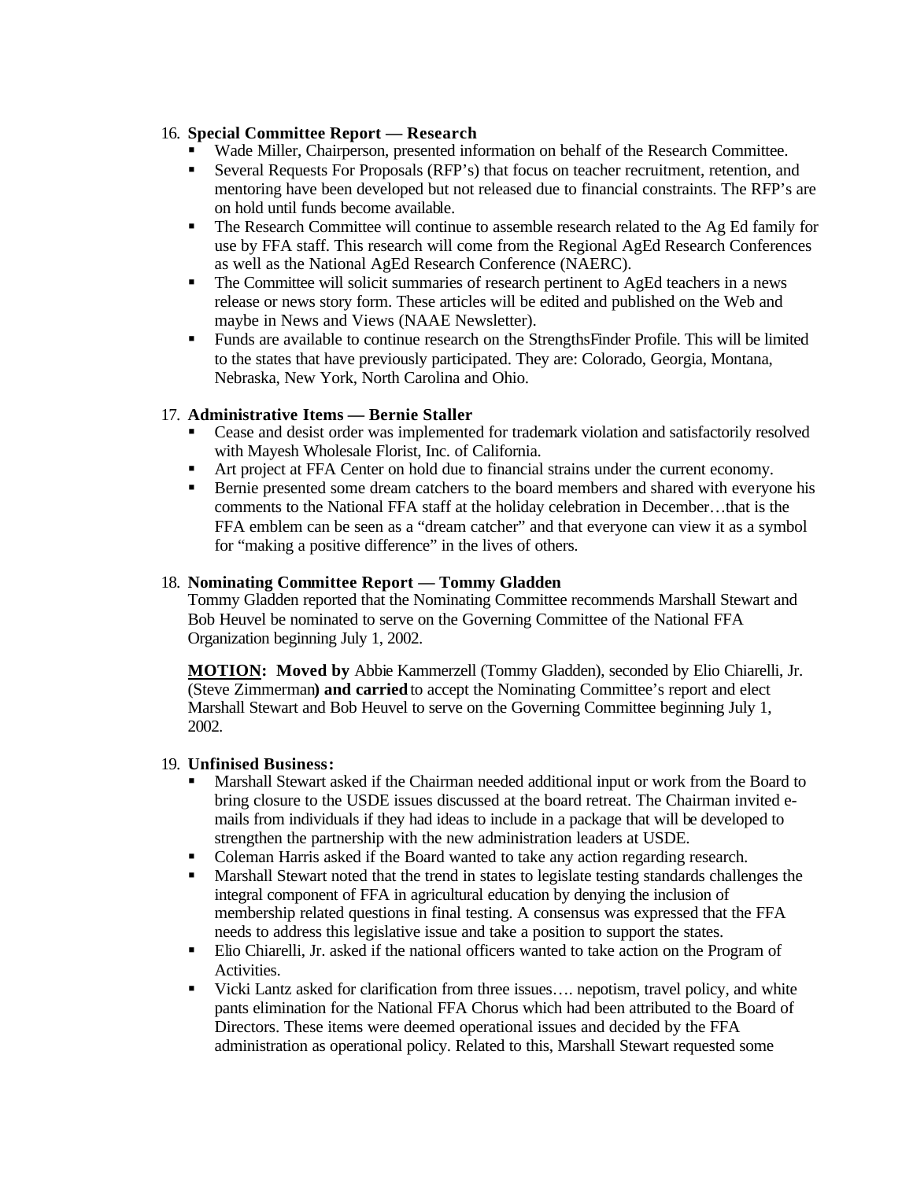16. **Special Committee Report — Research**
    - Wade Miller, Chairperson, presented information on behalf of the Research Committee.
    - Several Requests For Proposals (RFP's) that focus on teacher recruitment, retention, and mentoring have been developed but not released due to financial constraints. The RFP's are on hold until funds become available.
    - The Research Committee will continue to assemble research related to the Ag Ed family for use by FFA staff. This research will come from the Regional AgEd Research Conferences as well as the National AgEd Research Conference (NAERC).
    - The Committee will solicit summaries of research pertinent to AgEd teachers in a news release or news story form. These articles will be edited and published on the Web and maybe in News and Views (NAAE Newsletter).
    - Funds are available to continue research on the StrengthsFinder Profile. This will be limited to the states that have previously participated. They are: Colorado, Georgia, Montana, Nebraska, New York, North Carolina and Ohio.

17. **Administrative Items — Bernie Staller**
    - Cease and desist order was implemented for trademark violation and satisfactorily resolved with Mayesh Wholesale Florist, Inc. of California.
    - Art project at FFA Center on hold due to financial strains under the current economy.
    - Bernie presented some dream catchers to the board members and shared with everyone his comments to the National FFA staff at the holiday celebration in December…that is the FFA emblem can be seen as a "dream catcher" and that everyone can view it as a symbol for "making a positive difference" in the lives of others.

18. **Nominating Committee Report — Tommy Gladden**

    Tommy Gladden reported that the Nominating Committee recommends Marshall Stewart and Bob Heuvel be nominated to serve on the Governing Committee of the National FFA Organization beginning July 1, 2002.

    **MOTION: Moved by** Abbie Kammerzell (Tommy Gladden), seconded by Elio Chiarelli, Jr. (Steve Zimmerman**) and carried** to accept the Nominating Committee's report and elect Marshall Stewart and Bob Heuvel to serve on the Governing Committee beginning July 1, 2002.

19. **Unfinised Business:**
    - Marshall Stewart asked if the Chairman needed additional input or work from the Board to bring closure to the USDE issues discussed at the board retreat. The Chairman invited e-mails from individuals if they had ideas to include in a package that will be developed to strengthen the partnership with the new administration leaders at USDE.
    - Coleman Harris asked if the Board wanted to take any action regarding research.
    - Marshall Stewart noted that the trend in states to legislate testing standards challenges the integral component of FFA in agricultural education by denying the inclusion of membership related questions in final testing. A consensus was expressed that the FFA needs to address this legislative issue and take a position to support the states.
    - Elio Chiarelli, Jr. asked if the national officers wanted to take action on the Program of Activities.
    - Vicki Lantz asked for clarification from three issues…. nepotism, travel policy, and white pants elimination for the National FFA Chorus which had been attributed to the Board of Directors. These items were deemed operational issues and decided by the FFA administration as operational policy. Related to this, Marshall Stewart requested some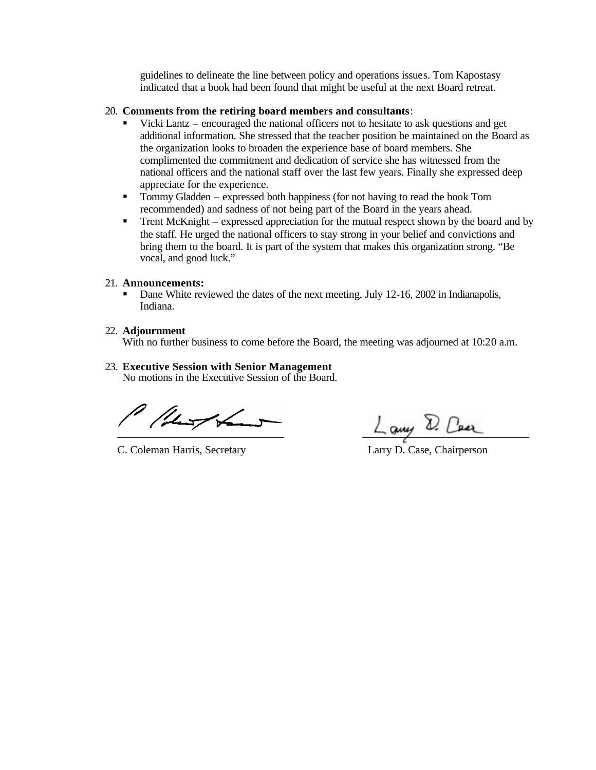guidelines to delineate the line between policy and operations issues. Tom Kapostasy indicated that a book had been found that might be useful at the next Board retreat.

20. **Comments from the retiring board members and consultants**:
    - Vicki Lantz – encouraged the national officers not to hesitate to ask questions and get additional information. She stressed that the teacher position be maintained on the Board as the organization looks to broaden the experience base of board members. She complimented the commitment and dedication of service she has witnessed from the national officers and the national staff over the last few years. Finally she expressed deep appreciate for the experience.
    - Tommy Gladden – expressed both happiness (for not having to read the book Tom recommended) and sadness of not being part of the Board in the years ahead.
    - Trent McKnight – expressed appreciation for the mutual respect shown by the board and by the staff. He urged the national officers to stay strong in your belief and convictions and bring them to the board. It is part of the system that makes this organization strong. "Be vocal, and good luck."

21. **Announcements:**
    - Dane White reviewed the dates of the next meeting, July 12-16, 2002 in Indianapolis, Indiana.

22. **Adjournment**
    With no further business to come before the Board, the meeting was adjourned at 10:20 a.m.

23. **Executive Session with Senior Management**
    No motions in the Executive Session of the Board.

C. Coleman Harris, Secretary

Larry D. Case, Chairperson